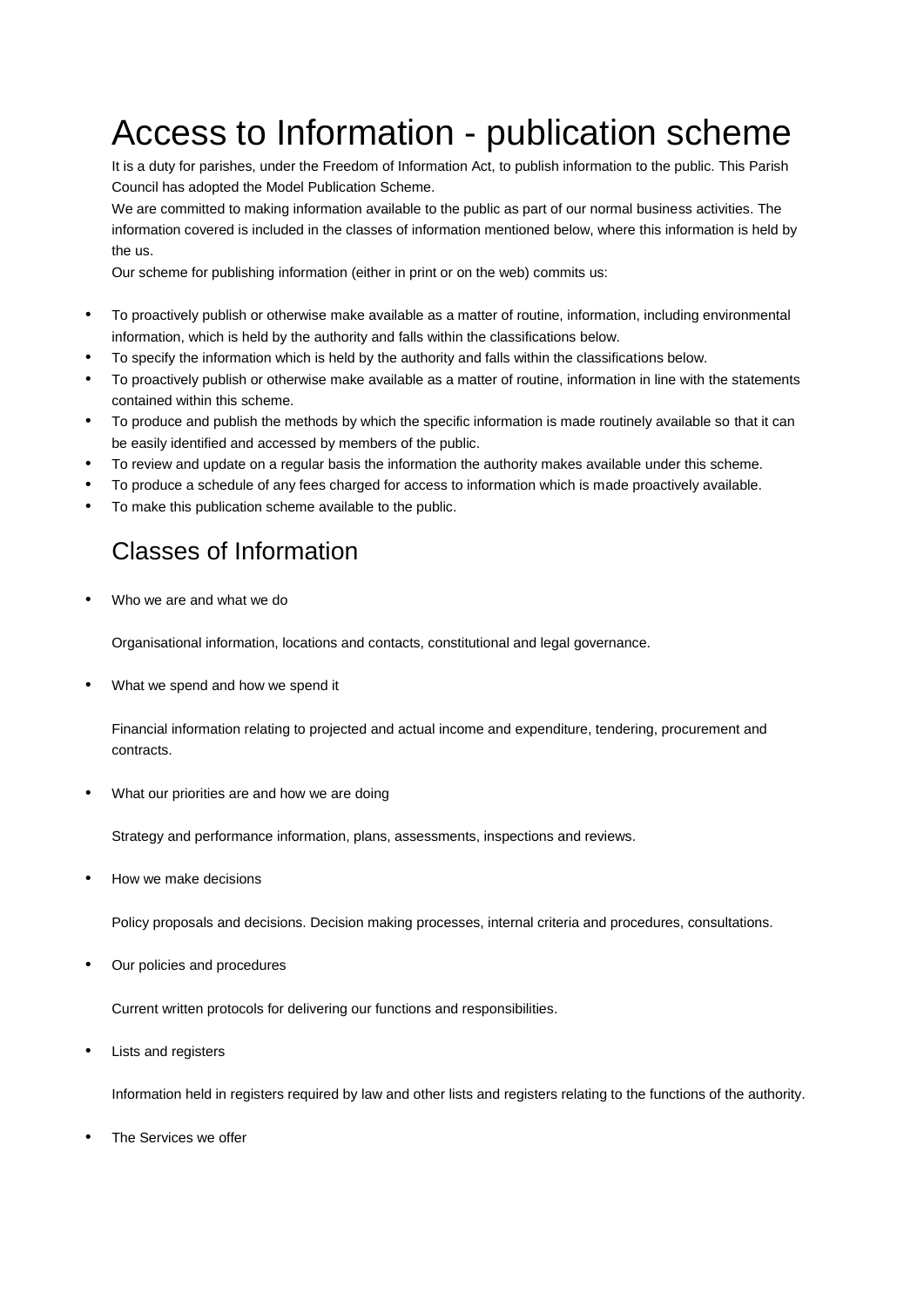# Access to Information - publication scheme

It is a duty for parishes, under the Freedom of Information Act, to publish information to the public. This Parish Council has adopted the Model Publication Scheme.

We are committed to making information available to the public as part of our normal business activities. The information covered is included in the classes of information mentioned below, where this information is held by the us.

Our scheme for publishing information (either in print or on the web) commits us:

- To proactively publish or otherwise make available as a matter of routine, information, including environmental information, which is held by the authority and falls within the classifications below.
- To specify the information which is held by the authority and falls within the classifications below.
- To proactively publish or otherwise make available as a matter of routine, information in line with the statements contained within this scheme.
- To produce and publish the methods by which the specific information is made routinely available so that it can be easily identified and accessed by members of the public.
- To review and update on a regular basis the information the authority makes available under this scheme.
- To produce a schedule of any fees charged for access to information which is made proactively available.
- To make this publication scheme available to the public.

## Classes of Information

- Who we are and what we do

  Organisational information, locations and contacts, constitutional and legal governance.

- What we spend and how we spend it

  Financial information relating to projected and actual income and expenditure, tendering, procurement and contracts.

- What our priorities are and how we are doing

  Strategy and performance information, plans, assessments, inspections and reviews.

- How we make decisions

  Policy proposals and decisions. Decision making processes, internal criteria and procedures, consultations.

- Our policies and procedures

  Current written protocols for delivering our functions and responsibilities.

- Lists and registers

  Information held in registers required by law and other lists and registers relating to the functions of the authority.

- The Services we offer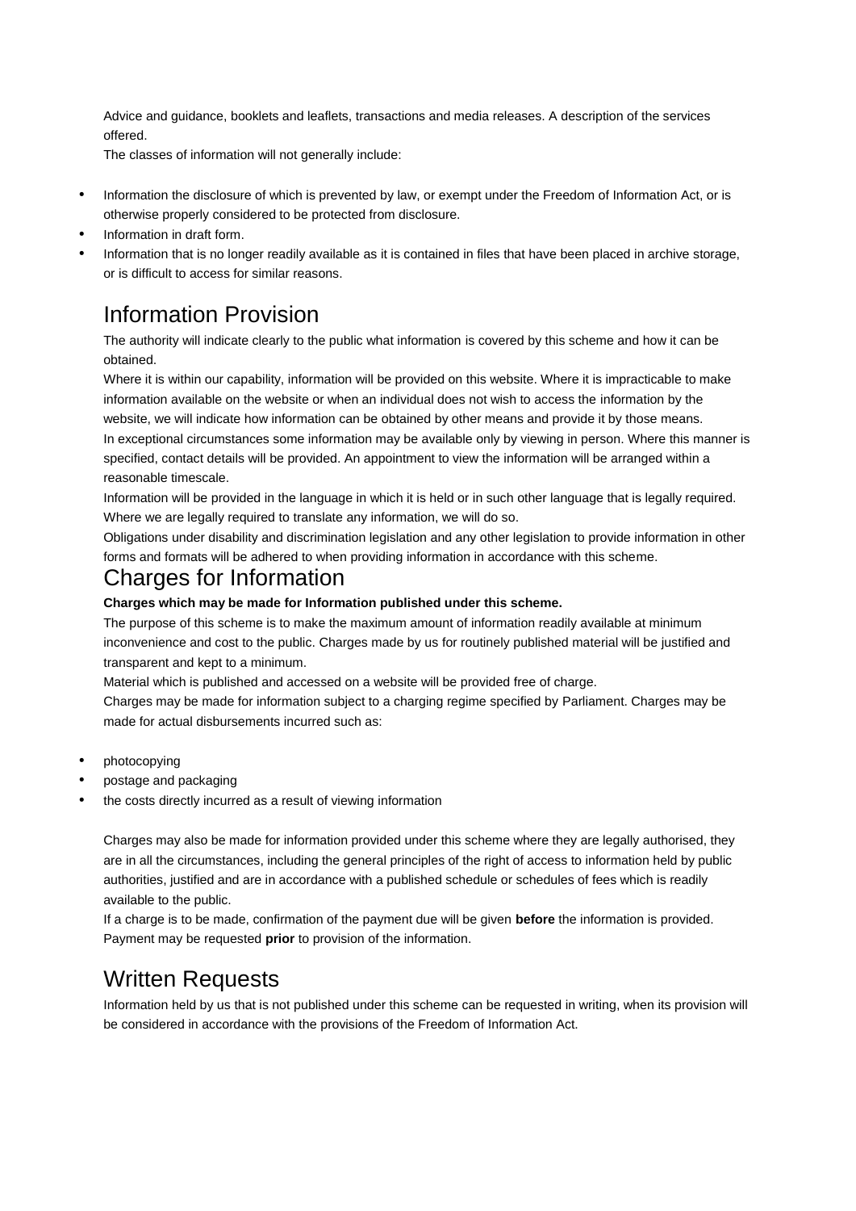Advice and guidance, booklets and leaflets, transactions and media releases. A description of the services offered.

The classes of information will not generally include:

- Information the disclosure of which is prevented by law, or exempt under the Freedom of Information Act, or is otherwise properly considered to be protected from disclosure.
- Information in draft form.
- Information that is no longer readily available as it is contained in files that have been placed in archive storage, or is difficult to access for similar reasons.

## Information Provision

The authority will indicate clearly to the public what information is covered by this scheme and how it can be obtained.

Where it is within our capability, information will be provided on this website. Where it is impracticable to make information available on the website or when an individual does not wish to access the information by the website, we will indicate how information can be obtained by other means and provide it by those means.

In exceptional circumstances some information may be available only by viewing in person. Where this manner is specified, contact details will be provided. An appointment to view the information will be arranged within a reasonable timescale.

Information will be provided in the language in which it is held or in such other language that is legally required. Where we are legally required to translate any information, we will do so.

Obligations under disability and discrimination legislation and any other legislation to provide information in other forms and formats will be adhered to when providing information in accordance with this scheme.

## Charges for Information

**Charges which may be made for Information published under this scheme.**

The purpose of this scheme is to make the maximum amount of information readily available at minimum inconvenience and cost to the public. Charges made by us for routinely published material will be justified and transparent and kept to a minimum.

Material which is published and accessed on a website will be provided free of charge.

Charges may be made for information subject to a charging regime specified by Parliament. Charges may be made for actual disbursements incurred such as:

- photocopying
- postage and packaging
- the costs directly incurred as a result of viewing information

Charges may also be made for information provided under this scheme where they are legally authorised, they are in all the circumstances, including the general principles of the right of access to information held by public authorities, justified and are in accordance with a published schedule or schedules of fees which is readily available to the public.

If a charge is to be made, confirmation of the payment due will be given **before** the information is provided. Payment may be requested **prior** to provision of the information.

## Written Requests

Information held by us that is not published under this scheme can be requested in writing, when its provision will be considered in accordance with the provisions of the Freedom of Information Act.